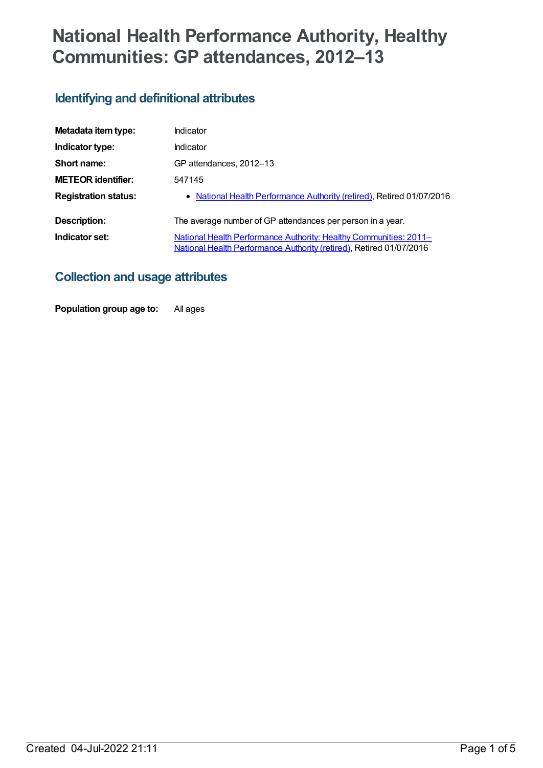# National Health Performance Authority, Healthy Communities: GP attendances, 2012–13

## Identifying and definitional attributes

| | |
|---|---|
| **Metadata item type:** | Indicator |
| **Indicator type:** | Indicator |
| **Short name:** | GP attendances, 2012–13 |
| **METEOR identifier:** | 547145 |
| **Registration status:** | • National Health Performance Authority (retired), Retired 01/07/2016 |
| **Description:** | The average number of GP attendances per person in a year. |
| **Indicator set:** | National Health Performance Authority: Healthy Communities: 2011– National Health Performance Authority (retired), Retired 01/07/2016 |

## Collection and usage attributes

| | |
|---|---|
| **Population group age to:** | All ages |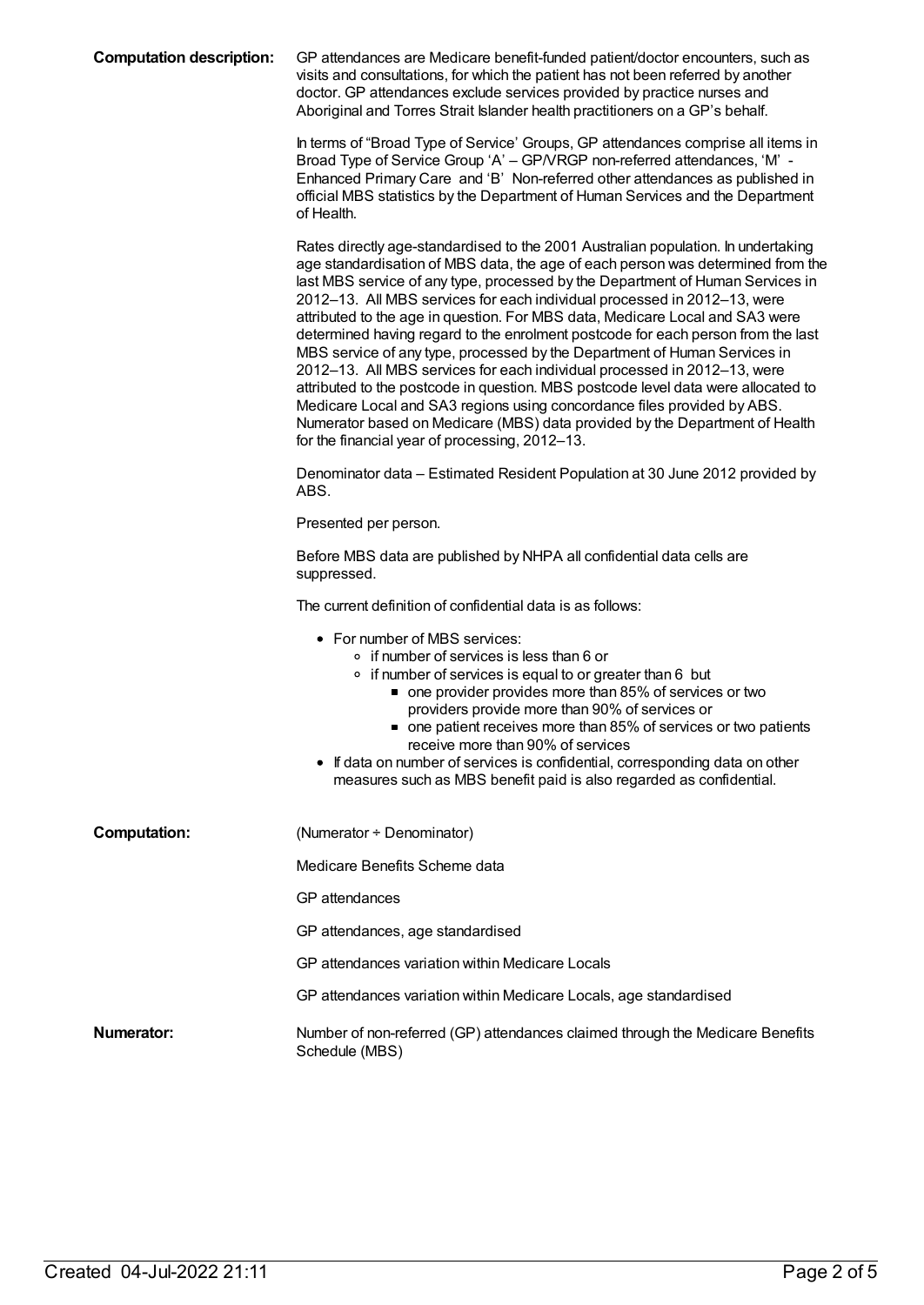**Computation description:** GP attendances are Medicare benefit-funded patient/doctor encounters, such as visits and consultations, for which the patient has not been referred by another doctor. GP attendances exclude services provided by practice nurses and Aboriginal and Torres Strait Islander health practitioners on a GP's behalf.

In terms of "Broad Type of Service' Groups, GP attendances comprise all items in Broad Type of Service Group 'A' – GP/VRGP non-referred attendances, 'M' - Enhanced Primary Care and 'B' Non-referred other attendances as published in official MBS statistics by the Department of Human Services and the Department of Health.

Rates directly age-standardised to the 2001 Australian population. In undertaking age standardisation of MBS data, the age of each person was determined from the last MBS service of any type, processed by the Department of Human Services in 2012–13. All MBS services for each individual processed in 2012–13, were attributed to the age in question. For MBS data, Medicare Local and SA3 were determined having regard to the enrolment postcode for each person from the last MBS service of any type, processed by the Department of Human Services in 2012–13. All MBS services for each individual processed in 2012–13, were attributed to the postcode in question. MBS postcode level data were allocated to Medicare Local and SA3 regions using concordance files provided by ABS. Numerator based on Medicare (MBS) data provided by the Department of Health for the financial year of processing, 2012–13.

Denominator data – Estimated Resident Population at 30 June 2012 provided by ABS.

Presented per person.

Before MBS data are published by NHPA all confidential data cells are suppressed.

The current definition of confidential data is as follows:

- For number of MBS services:
  - if number of services is less than 6 or
  - if number of services is equal to or greater than 6 but
    - one provider provides more than 85% of services or two providers provide more than 90% of services or
    - one patient receives more than 85% of services or two patients receive more than 90% of services
- If data on number of services is confidential, corresponding data on other measures such as MBS benefit paid is also regarded as confidential.

**Computation:** (Numerator ÷ Denominator)

Medicare Benefits Scheme data

GP attendances

GP attendances, age standardised

GP attendances variation within Medicare Locals

GP attendances variation within Medicare Locals, age standardised

**Numerator:** Number of non-referred (GP) attendances claimed through the Medicare Benefits Schedule (MBS)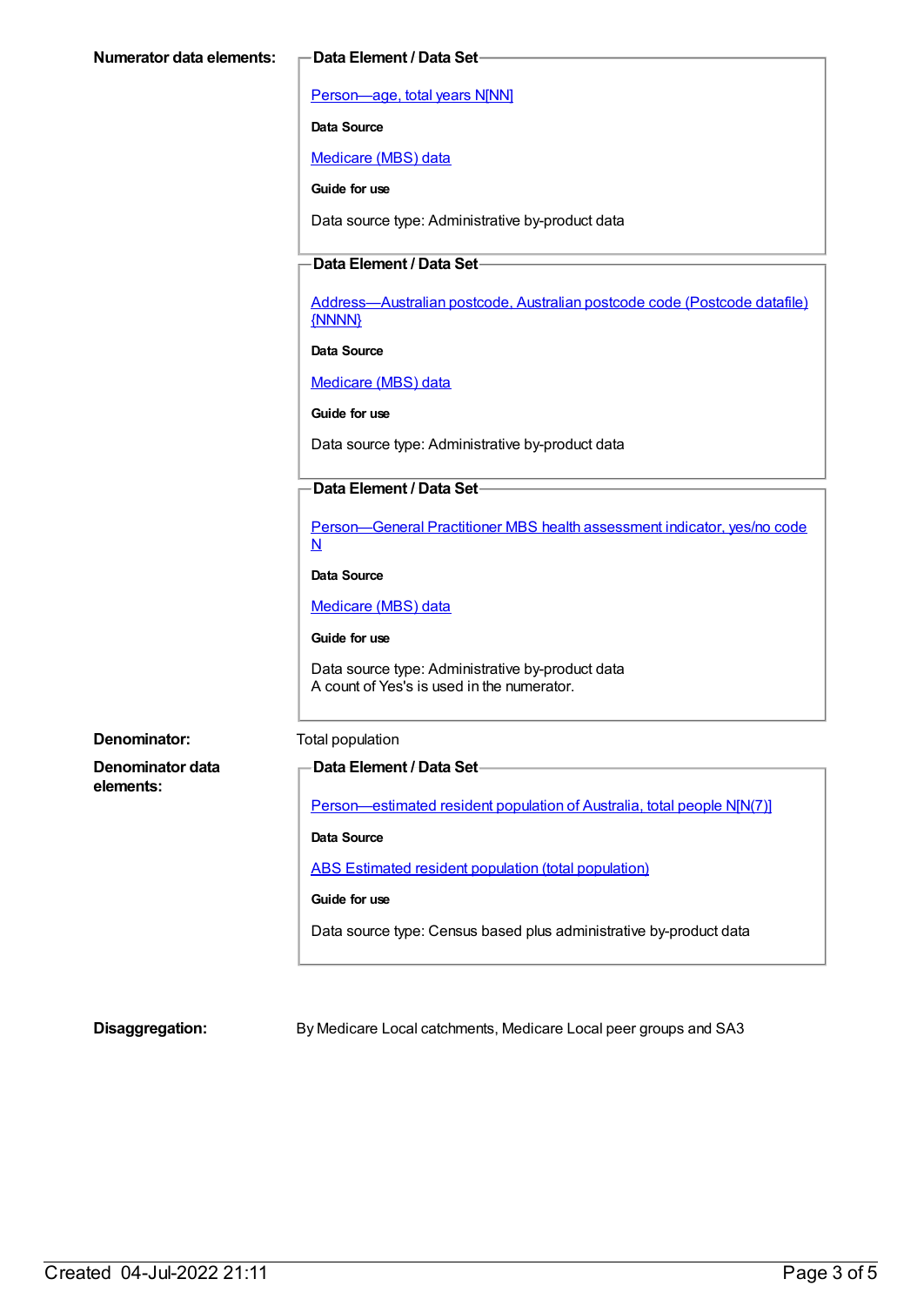**Numerator data elements:**

**Data Element / Data Set**

Person—age, total years N[NN]

**Data Source**

Medicare (MBS) data

**Guide for use**

Data source type: Administrative by-product data

**Data Element / Data Set**

Address—Australian postcode, Australian postcode code (Postcode datafile) {NNNN}

**Data Source**

Medicare (MBS) data

**Guide for use**

Data source type: Administrative by-product data

**Data Element / Data Set**

Person—General Practitioner MBS health assessment indicator, yes/no code N

**Data Source**

Medicare (MBS) data

**Guide for use**

Data source type: Administrative by-product data
A count of Yes's is used in the numerator.

**Denominator:** Total population

**Denominator data elements:**

**Data Element / Data Set**

Person—estimated resident population of Australia, total people N[N(7)]

**Data Source**

ABS Estimated resident population (total population)

**Guide for use**

Data source type: Census based plus administrative by-product data

**Disaggregation:** By Medicare Local catchments, Medicare Local peer groups and SA3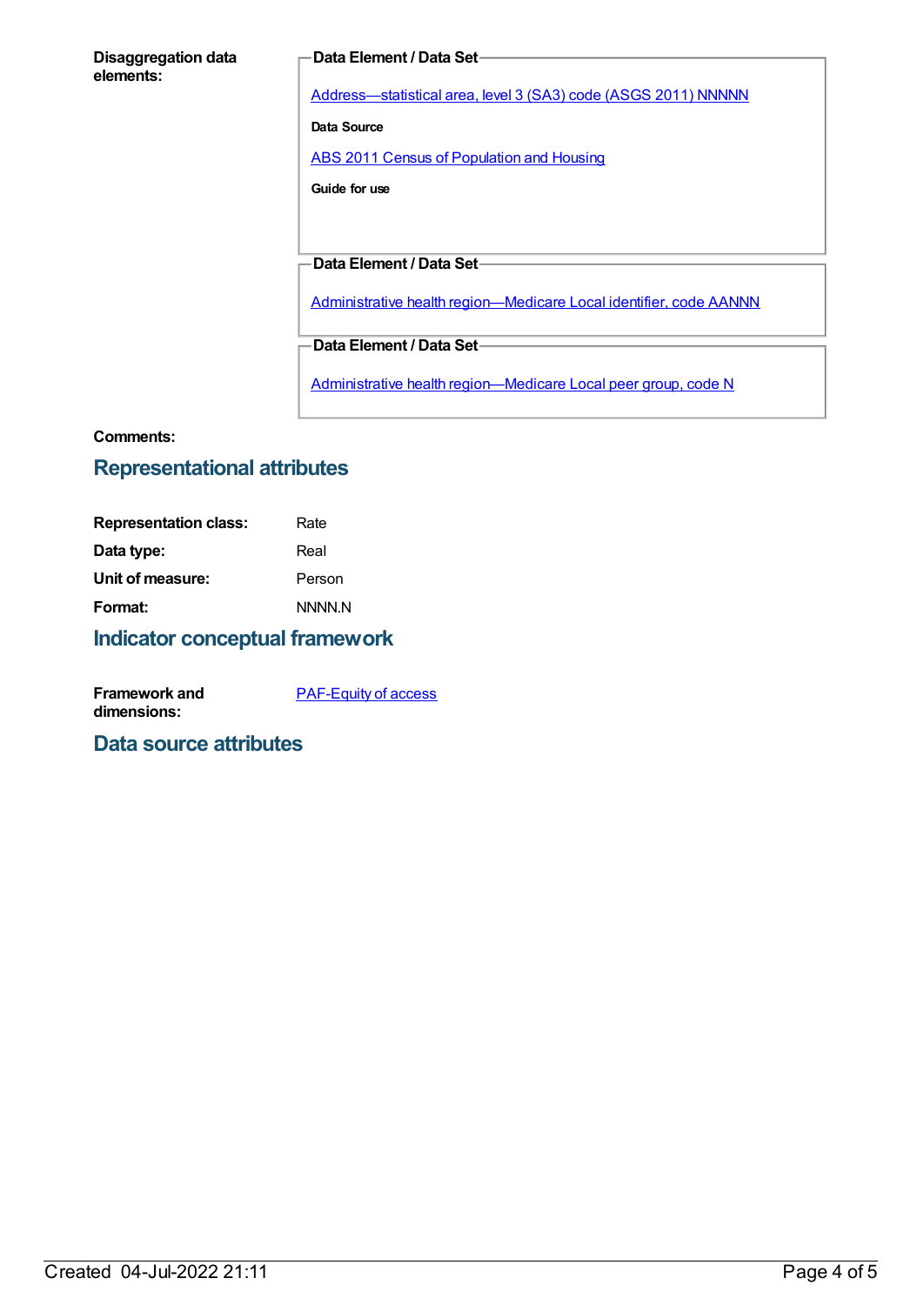**Disaggregation data elements:**

**Data Element / Data Set**

Address—statistical area, level 3 (SA3) code (ASGS 2011) NNNNN

**Data Source**

ABS 2011 Census of Population and Housing

**Guide for use**

**Data Element / Data Set**

Administrative health region—Medicare Local identifier, code AANNN

**Data Element / Data Set**

Administrative health region—Medicare Local peer group, code N

**Comments:**

## Representational attributes

| | |
|---|---|
| **Representation class:** | Rate |
| **Data type:** | Real |
| **Unit of measure:** | Person |
| **Format:** | NNNN.N |

## Indicator conceptual framework

**Framework and dimensions:** PAF-Equity of access

## Data source attributes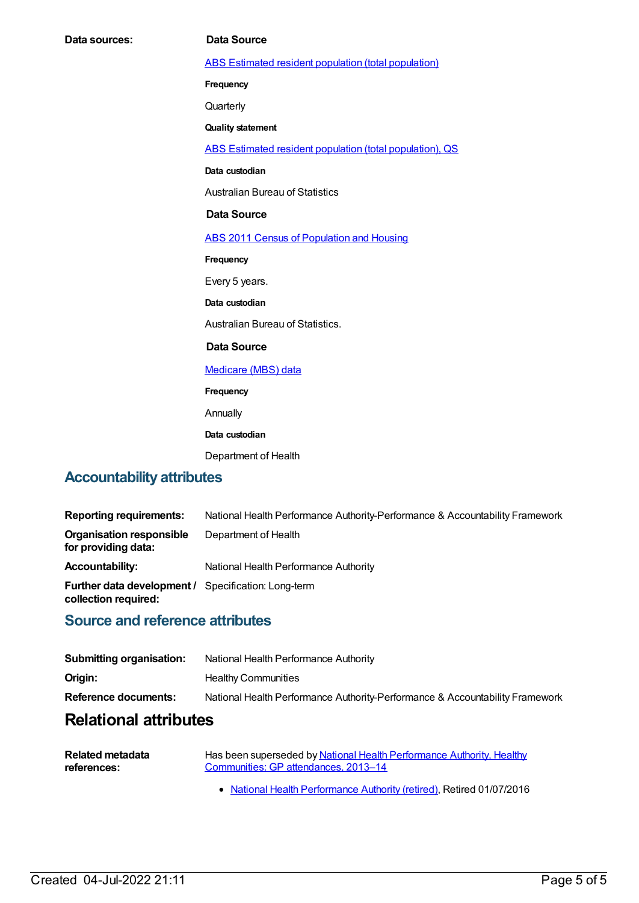**Data sources:**

**Data Source**

ABS Estimated resident population (total population)

**Frequency**

Quarterly

**Quality statement**

ABS Estimated resident population (total population), QS

**Data custodian**

Australian Bureau of Statistics

**Data Source**

ABS 2011 Census of Population and Housing

**Frequency**

Every 5 years.

**Data custodian**

Australian Bureau of Statistics.

**Data Source**

Medicare (MBS) data

**Frequency**

Annually

**Data custodian**

Department of Health

## Accountability attributes

**Reporting requirements:** National Health Performance Authority-Performance & Accountability Framework

**Organisation responsible for providing data:** Department of Health

**Accountability:** National Health Performance Authority

**Further data development / collection required:** Specification: Long-term

## Source and reference attributes

**Submitting organisation:** National Health Performance Authority

**Origin:** Healthy Communities

**Reference documents:** National Health Performance Authority-Performance & Accountability Framework

# Relational attributes

**Related metadata references:** Has been superseded by National Health Performance Authority, Healthy Communities: GP attendances, 2013–14

- National Health Performance Authority (retired), Retired 01/07/2016